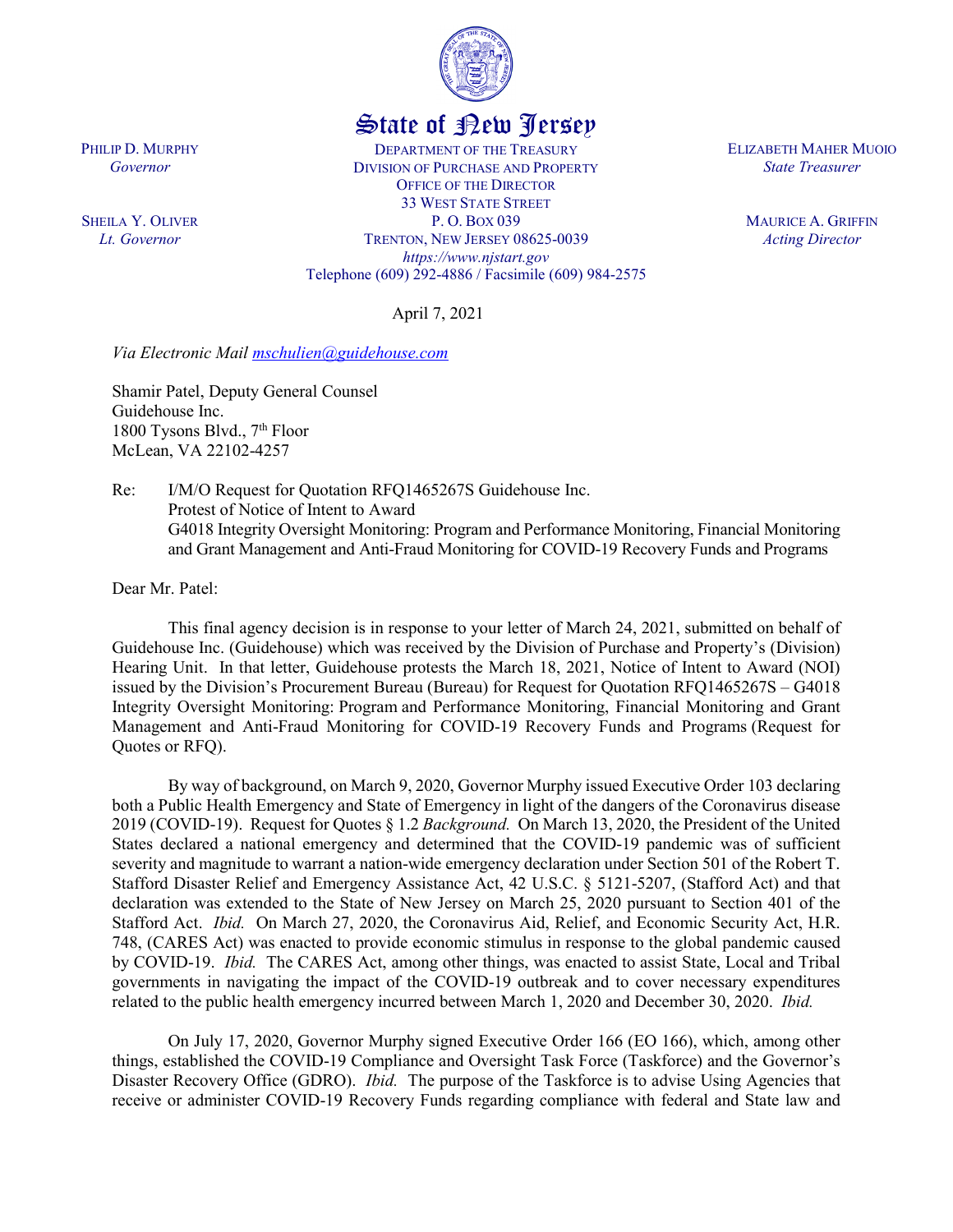# State of New Jersey

PHILIP D. MURPHY
*Governor*

SHEILA Y. OLIVER
*Lt. Governor*

DEPARTMENT OF THE TREASURY
DIVISION OF PURCHASE AND PROPERTY
OFFICE OF THE DIRECTOR
33 WEST STATE STREET
P. O. BOX 039
TRENTON, NEW JERSEY 08625-0039
*https://www.njstart.gov*
Telephone (609) 292-4886 / Facsimile (609) 984-2575

ELIZABETH MAHER MUOIO
*State Treasurer*

MAURICE A. GRIFFIN
*Acting Director*

April 7, 2021

*Via Electronic Mail mschulien@guidehouse.com*

Shamir Patel, Deputy General Counsel
Guidehouse Inc.
1800 Tysons Blvd., 7th Floor
McLean, VA 22102-4257

Re: I/M/O Request for Quotation RFQ1465267S Guidehouse Inc.
Protest of Notice of Intent to Award
G4018 Integrity Oversight Monitoring: Program and Performance Monitoring, Financial Monitoring and Grant Management and Anti-Fraud Monitoring for COVID-19 Recovery Funds and Programs

Dear Mr. Patel:

This final agency decision is in response to your letter of March 24, 2021, submitted on behalf of Guidehouse Inc. (Guidehouse) which was received by the Division of Purchase and Property's (Division) Hearing Unit. In that letter, Guidehouse protests the March 18, 2021, Notice of Intent to Award (NOI) issued by the Division's Procurement Bureau (Bureau) for Request for Quotation RFQ1465267S – G4018 Integrity Oversight Monitoring: Program and Performance Monitoring, Financial Monitoring and Grant Management and Anti-Fraud Monitoring for COVID-19 Recovery Funds and Programs (Request for Quotes or RFQ).

By way of background, on March 9, 2020, Governor Murphy issued Executive Order 103 declaring both a Public Health Emergency and State of Emergency in light of the dangers of the Coronavirus disease 2019 (COVID-19). Request for Quotes § 1.2 *Background.* On March 13, 2020, the President of the United States declared a national emergency and determined that the COVID-19 pandemic was of sufficient severity and magnitude to warrant a nation-wide emergency declaration under Section 501 of the Robert T. Stafford Disaster Relief and Emergency Assistance Act, 42 U.S.C. § 5121-5207, (Stafford Act) and that declaration was extended to the State of New Jersey on March 25, 2020 pursuant to Section 401 of the Stafford Act. *Ibid.* On March 27, 2020, the Coronavirus Aid, Relief, and Economic Security Act, H.R. 748, (CARES Act) was enacted to provide economic stimulus in response to the global pandemic caused by COVID-19. *Ibid.* The CARES Act, among other things, was enacted to assist State, Local and Tribal governments in navigating the impact of the COVID-19 outbreak and to cover necessary expenditures related to the public health emergency incurred between March 1, 2020 and December 30, 2020. *Ibid.*

On July 17, 2020, Governor Murphy signed Executive Order 166 (EO 166), which, among other things, established the COVID-19 Compliance and Oversight Task Force (Taskforce) and the Governor's Disaster Recovery Office (GDRO). *Ibid.* The purpose of the Taskforce is to advise Using Agencies that receive or administer COVID-19 Recovery Funds regarding compliance with federal and State law and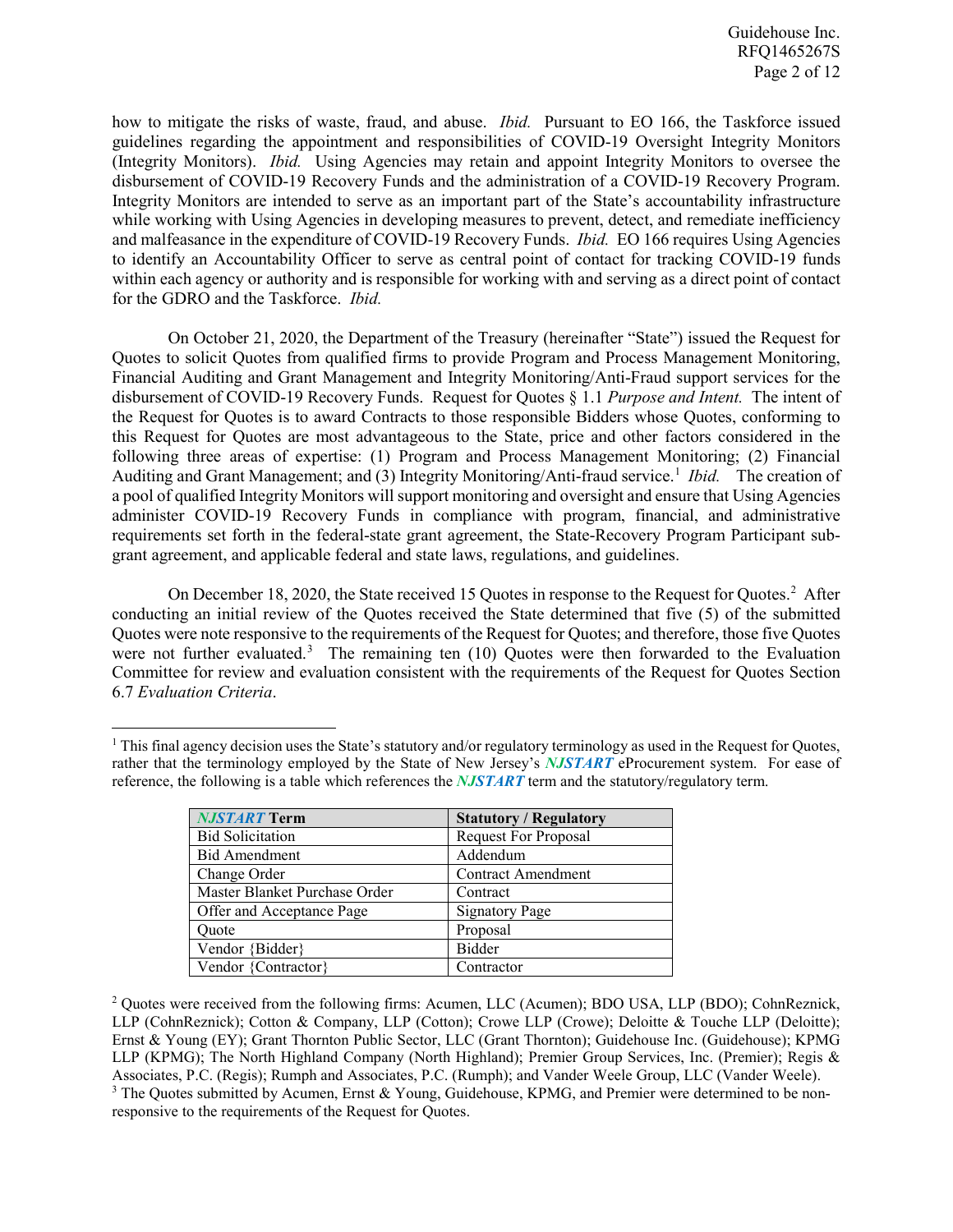how to mitigate the risks of waste, fraud, and abuse. *Ibid.* Pursuant to EO 166, the Taskforce issued guidelines regarding the appointment and responsibilities of COVID-19 Oversight Integrity Monitors (Integrity Monitors). *Ibid.* Using Agencies may retain and appoint Integrity Monitors to oversee the disbursement of COVID-19 Recovery Funds and the administration of a COVID-19 Recovery Program. Integrity Monitors are intended to serve as an important part of the State's accountability infrastructure while working with Using Agencies in developing measures to prevent, detect, and remediate inefficiency and malfeasance in the expenditure of COVID-19 Recovery Funds. *Ibid.* EO 166 requires Using Agencies to identify an Accountability Officer to serve as central point of contact for tracking COVID-19 funds within each agency or authority and is responsible for working with and serving as a direct point of contact for the GDRO and the Taskforce. *Ibid.*

On October 21, 2020, the Department of the Treasury (hereinafter "State") issued the Request for Quotes to solicit Quotes from qualified firms to provide Program and Process Management Monitoring, Financial Auditing and Grant Management and Integrity Monitoring/Anti-Fraud support services for the disbursement of COVID-19 Recovery Funds. Request for Quotes § 1.1 *Purpose and Intent.* The intent of the Request for Quotes is to award Contracts to those responsible Bidders whose Quotes, conforming to this Request for Quotes are most advantageous to the State, price and other factors considered in the following three areas of expertise: (1) Program and Process Management Monitoring; (2) Financial Auditing and Grant Management; and (3) Integrity Monitoring/Anti-fraud service.[1] *Ibid.* The creation of a pool of qualified Integrity Monitors will support monitoring and oversight and ensure that Using Agencies administer COVID-19 Recovery Funds in compliance with program, financial, and administrative requirements set forth in the federal-state grant agreement, the State-Recovery Program Participant sub-grant agreement, and applicable federal and state laws, regulations, and guidelines.

On December 18, 2020, the State received 15 Quotes in response to the Request for Quotes.[2] After conducting an initial review of the Quotes received the State determined that five (5) of the submitted Quotes were note responsive to the requirements of the Request for Quotes; and therefore, those five Quotes were not further evaluated.[3] The remaining ten (10) Quotes were then forwarded to the Evaluation Committee for review and evaluation consistent with the requirements of the Request for Quotes Section 6.7 *Evaluation Criteria*.

---

[1] This final agency decision uses the State's statutory and/or regulatory terminology as used in the Request for Quotes, rather that the terminology employed by the State of New Jersey's ***NJSTART*** eProcurement system. For ease of reference, the following is a table which references the ***NJSTART*** term and the statutory/regulatory term.

| ***NJSTART*** **Term** | **Statutory / Regulatory** |
|---|---|
| Bid Solicitation | Request For Proposal |
| Bid Amendment | Addendum |
| Change Order | Contract Amendment |
| Master Blanket Purchase Order | Contract |
| Offer and Acceptance Page | Signatory Page |
| Quote | Proposal |
| Vendor {Bidder} | Bidder |
| Vendor {Contractor} | Contractor |

[2] Quotes were received from the following firms: Acumen, LLC (Acumen); BDO USA, LLP (BDO); CohnReznick, LLP (CohnReznick); Cotton & Company, LLP (Cotton); Crowe LLP (Crowe); Deloitte & Touche LLP (Deloitte); Ernst & Young (EY); Grant Thornton Public Sector, LLC (Grant Thornton); Guidehouse Inc. (Guidehouse); KPMG LLP (KPMG); The North Highland Company (North Highland); Premier Group Services, Inc. (Premier); Regis & Associates, P.C. (Regis); Rumph and Associates, P.C. (Rumph); and Vander Weele Group, LLC (Vander Weele).

[3] The Quotes submitted by Acumen, Ernst & Young, Guidehouse, KPMG, and Premier were determined to be non-responsive to the requirements of the Request for Quotes.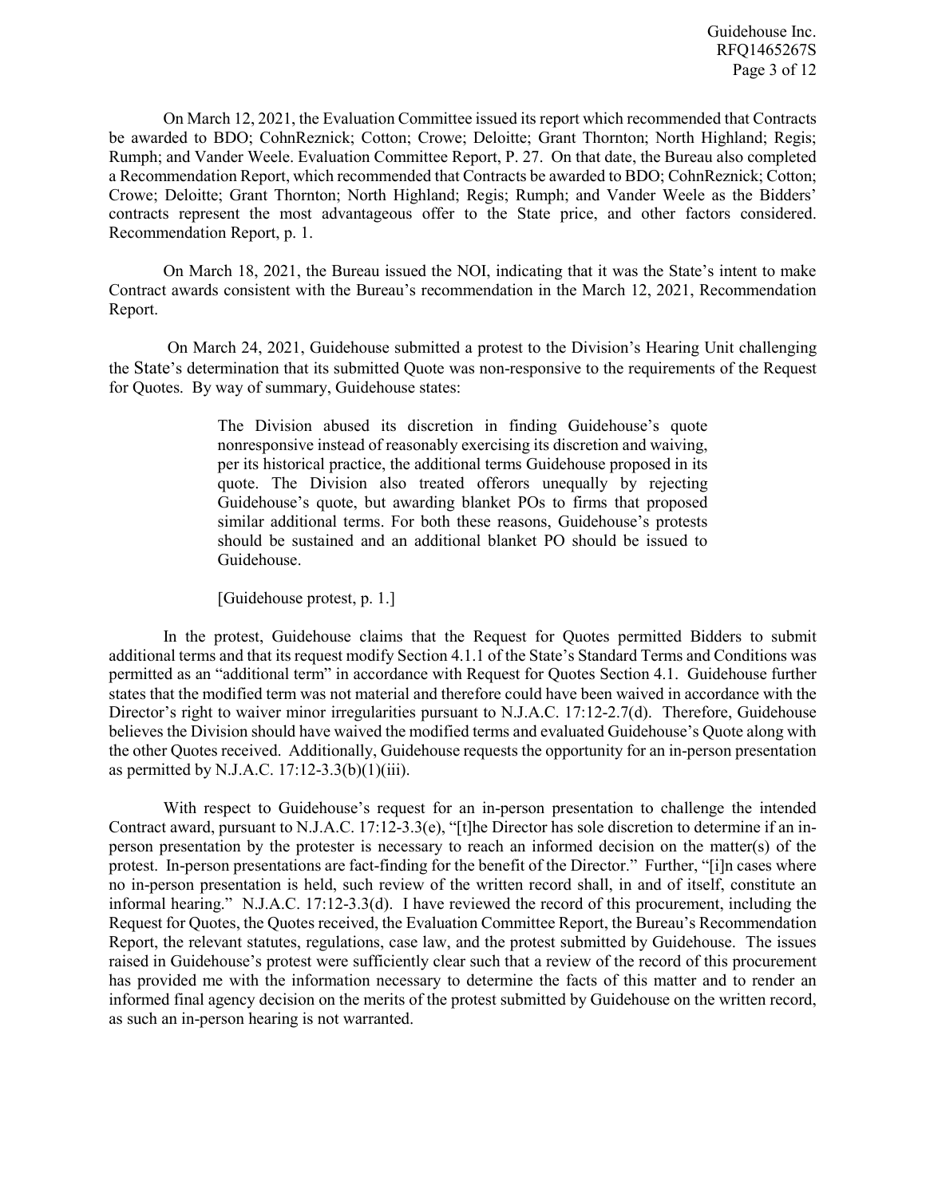On March 12, 2021, the Evaluation Committee issued its report which recommended that Contracts be awarded to BDO; CohnReznick; Cotton; Crowe; Deloitte; Grant Thornton; North Highland; Regis; Rumph; and Vander Weele. Evaluation Committee Report, P. 27. On that date, the Bureau also completed a Recommendation Report, which recommended that Contracts be awarded to BDO; CohnReznick; Cotton; Crowe; Deloitte; Grant Thornton; North Highland; Regis; Rumph; and Vander Weele as the Bidders' contracts represent the most advantageous offer to the State price, and other factors considered. Recommendation Report, p. 1.

On March 18, 2021, the Bureau issued the NOI, indicating that it was the State's intent to make Contract awards consistent with the Bureau's recommendation in the March 12, 2021, Recommendation Report.

On March 24, 2021, Guidehouse submitted a protest to the Division's Hearing Unit challenging the State's determination that its submitted Quote was non-responsive to the requirements of the Request for Quotes. By way of summary, Guidehouse states:

> The Division abused its discretion in finding Guidehouse's quote nonresponsive instead of reasonably exercising its discretion and waiving, per its historical practice, the additional terms Guidehouse proposed in its quote. The Division also treated offerors unequally by rejecting Guidehouse's quote, but awarding blanket POs to firms that proposed similar additional terms. For both these reasons, Guidehouse's protests should be sustained and an additional blanket PO should be issued to Guidehouse.
>
> [Guidehouse protest, p. 1.]

In the protest, Guidehouse claims that the Request for Quotes permitted Bidders to submit additional terms and that its request modify Section 4.1.1 of the State's Standard Terms and Conditions was permitted as an "additional term" in accordance with Request for Quotes Section 4.1. Guidehouse further states that the modified term was not material and therefore could have been waived in accordance with the Director's right to waiver minor irregularities pursuant to N.J.A.C. 17:12-2.7(d). Therefore, Guidehouse believes the Division should have waived the modified terms and evaluated Guidehouse's Quote along with the other Quotes received. Additionally, Guidehouse requests the opportunity for an in-person presentation as permitted by N.J.A.C. 17:12-3.3(b)(1)(iii).

With respect to Guidehouse's request for an in-person presentation to challenge the intended Contract award, pursuant to N.J.A.C. 17:12-3.3(e), "[t]he Director has sole discretion to determine if an in-person presentation by the protester is necessary to reach an informed decision on the matter(s) of the protest. In-person presentations are fact-finding for the benefit of the Director." Further, "[i]n cases where no in-person presentation is held, such review of the written record shall, in and of itself, constitute an informal hearing." N.J.A.C. 17:12-3.3(d). I have reviewed the record of this procurement, including the Request for Quotes, the Quotes received, the Evaluation Committee Report, the Bureau's Recommendation Report, the relevant statutes, regulations, case law, and the protest submitted by Guidehouse. The issues raised in Guidehouse's protest were sufficiently clear such that a review of the record of this procurement has provided me with the information necessary to determine the facts of this matter and to render an informed final agency decision on the merits of the protest submitted by Guidehouse on the written record, as such an in-person hearing is not warranted.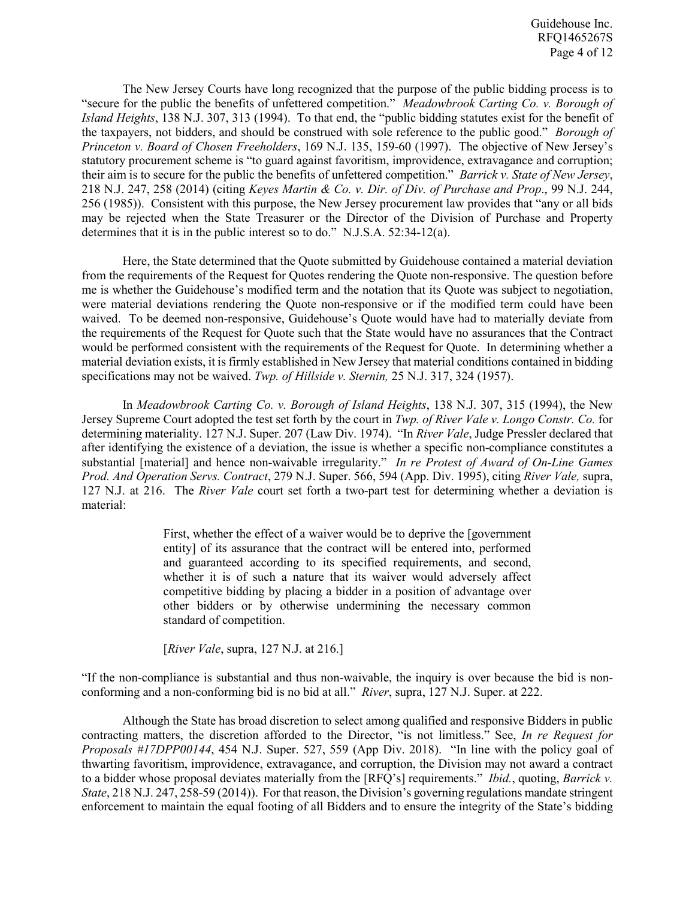The New Jersey Courts have long recognized that the purpose of the public bidding process is to "secure for the public the benefits of unfettered competition." *Meadowbrook Carting Co. v. Borough of Island Heights*, 138 N.J. 307, 313 (1994). To that end, the "public bidding statutes exist for the benefit of the taxpayers, not bidders, and should be construed with sole reference to the public good." *Borough of Princeton v. Board of Chosen Freeholders*, 169 N.J. 135, 159-60 (1997). The objective of New Jersey's statutory procurement scheme is "to guard against favoritism, improvidence, extravagance and corruption; their aim is to secure for the public the benefits of unfettered competition." *Barrick v. State of New Jersey*, 218 N.J. 247, 258 (2014) (citing *Keyes Martin & Co. v. Dir. of Div. of Purchase and Prop*., 99 N.J. 244, 256 (1985)). Consistent with this purpose, the New Jersey procurement law provides that "any or all bids may be rejected when the State Treasurer or the Director of the Division of Purchase and Property determines that it is in the public interest so to do." N.J.S.A. 52:34-12(a).

Here, the State determined that the Quote submitted by Guidehouse contained a material deviation from the requirements of the Request for Quotes rendering the Quote non-responsive. The question before me is whether the Guidehouse's modified term and the notation that its Quote was subject to negotiation, were material deviations rendering the Quote non-responsive or if the modified term could have been waived. To be deemed non-responsive, Guidehouse's Quote would have had to materially deviate from the requirements of the Request for Quote such that the State would have no assurances that the Contract would be performed consistent with the requirements of the Request for Quote. In determining whether a material deviation exists, it is firmly established in New Jersey that material conditions contained in bidding specifications may not be waived. *Twp. of Hillside v. Sternin,* 25 N.J. 317, 324 (1957).

In *Meadowbrook Carting Co. v. Borough of Island Heights*, 138 N.J. 307, 315 (1994), the New Jersey Supreme Court adopted the test set forth by the court in *Twp. of River Vale v. Longo Constr. Co.* for determining materiality. 127 N.J. Super. 207 (Law Div. 1974). "In *River Vale*, Judge Pressler declared that after identifying the existence of a deviation, the issue is whether a specific non-compliance constitutes a substantial [material] and hence non-waivable irregularity." *In re Protest of Award of On-Line Games Prod. And Operation Servs. Contract*, 279 N.J. Super. 566, 594 (App. Div. 1995), citing *River Vale,* supra, 127 N.J. at 216. The *River Vale* court set forth a two-part test for determining whether a deviation is material:

> First, whether the effect of a waiver would be to deprive the [government entity] of its assurance that the contract will be entered into, performed and guaranteed according to its specified requirements, and second, whether it is of such a nature that its waiver would adversely affect competitive bidding by placing a bidder in a position of advantage over other bidders or by otherwise undermining the necessary common standard of competition.
>
> [*River Vale*, supra, 127 N.J. at 216.]

"If the non-compliance is substantial and thus non-waivable, the inquiry is over because the bid is non-conforming and a non-conforming bid is no bid at all." *River*, supra, 127 N.J. Super. at 222.

Although the State has broad discretion to select among qualified and responsive Bidders in public contracting matters, the discretion afforded to the Director, "is not limitless." See, *In re Request for Proposals #17DPP00144*, 454 N.J. Super. 527, 559 (App Div. 2018). "In line with the policy goal of thwarting favoritism, improvidence, extravagance, and corruption, the Division may not award a contract to a bidder whose proposal deviates materially from the [RFQ's] requirements." *Ibid.*, quoting, *Barrick v. State*, 218 N.J. 247, 258-59 (2014)). For that reason, the Division's governing regulations mandate stringent enforcement to maintain the equal footing of all Bidders and to ensure the integrity of the State's bidding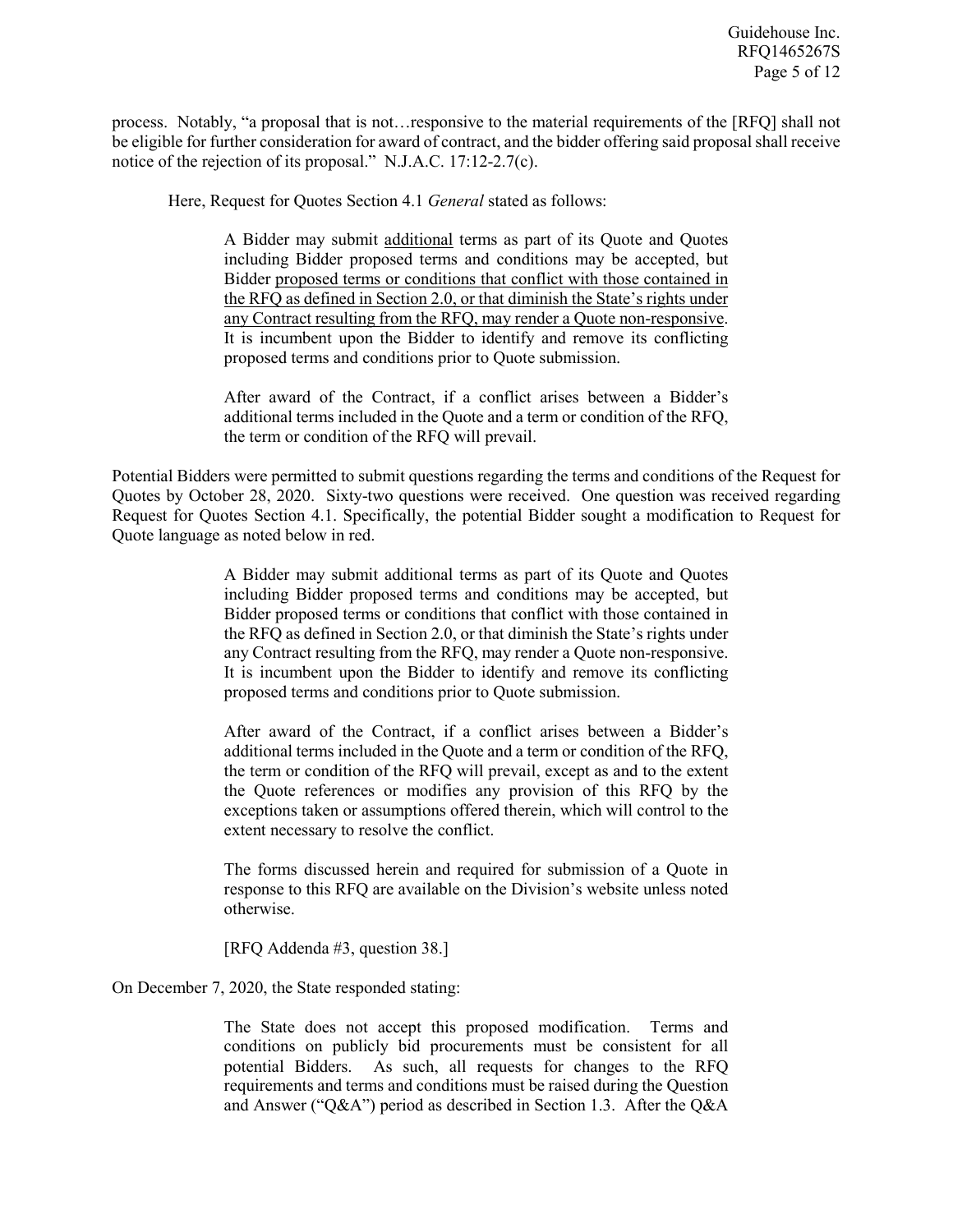process. Notably, "a proposal that is not…responsive to the material requirements of the [RFQ] shall not be eligible for further consideration for award of contract, and the bidder offering said proposal shall receive notice of the rejection of its proposal." N.J.A.C. 17:12-2.7(c).

Here, Request for Quotes Section 4.1 *General* stated as follows:

> A Bidder may submit <u>additional</u> terms as part of its Quote and Quotes including Bidder proposed terms and conditions may be accepted, but Bidder <u>proposed terms or conditions that conflict with those contained in the RFQ as defined in Section 2.0, or that diminish the State's rights under any Contract resulting from the RFQ, may render a Quote non-responsive</u>. It is incumbent upon the Bidder to identify and remove its conflicting proposed terms and conditions prior to Quote submission.
>
> After award of the Contract, if a conflict arises between a Bidder's additional terms included in the Quote and a term or condition of the RFQ, the term or condition of the RFQ will prevail.

Potential Bidders were permitted to submit questions regarding the terms and conditions of the Request for Quotes by October 28, 2020. Sixty-two questions were received. One question was received regarding Request for Quotes Section 4.1. Specifically, the potential Bidder sought a modification to Request for Quote language as noted below in red.

> A Bidder may submit additional terms as part of its Quote and Quotes including Bidder proposed terms and conditions may be accepted, but Bidder proposed terms or conditions that conflict with those contained in the RFQ as defined in Section 2.0, or that diminish the State's rights under any Contract resulting from the RFQ, may render a Quote non-responsive. It is incumbent upon the Bidder to identify and remove its conflicting proposed terms and conditions prior to Quote submission.
>
> After award of the Contract, if a conflict arises between a Bidder's additional terms included in the Quote and a term or condition of the RFQ, the term or condition of the RFQ will prevail, except as and to the extent the Quote references or modifies any provision of this RFQ by the exceptions taken or assumptions offered therein, which will control to the extent necessary to resolve the conflict.
>
> The forms discussed herein and required for submission of a Quote in response to this RFQ are available on the Division's website unless noted otherwise.
>
> [RFQ Addenda #3, question 38.]

On December 7, 2020, the State responded stating:

> The State does not accept this proposed modification. Terms and conditions on publicly bid procurements must be consistent for all potential Bidders. As such, all requests for changes to the RFQ requirements and terms and conditions must be raised during the Question and Answer ("Q&A") period as described in Section 1.3. After the Q&A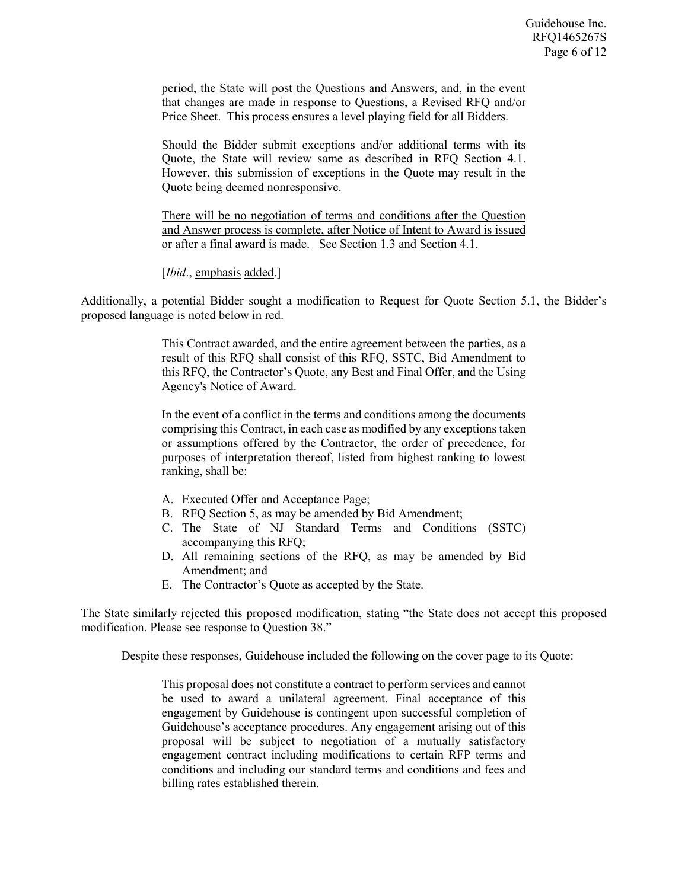period, the State will post the Questions and Answers, and, in the event that changes are made in response to Questions, a Revised RFQ and/or Price Sheet. This process ensures a level playing field for all Bidders.

> Should the Bidder submit exceptions and/or additional terms with its Quote, the State will review same as described in RFQ Section 4.1. However, this submission of exceptions in the Quote may result in the Quote being deemed nonresponsive.
>
> <u>There will be no negotiation of terms and conditions after the Question and Answer process is complete, after Notice of Intent to Award is issued or after a final award is made.</u> See Section 1.3 and Section 4.1.
>
> [*Ibid*., <u>emphasis</u> <u>added</u>.]

Additionally, a potential Bidder sought a modification to Request for Quote Section 5.1, the Bidder's proposed language is noted below in red.

> This Contract awarded, and the entire agreement between the parties, as a result of this RFQ shall consist of this RFQ, SSTC, Bid Amendment to this RFQ, the Contractor's Quote, any Best and Final Offer, and the Using Agency's Notice of Award.
>
> In the event of a conflict in the terms and conditions among the documents comprising this Contract, in each case as modified by any exceptions taken or assumptions offered by the Contractor, the order of precedence, for purposes of interpretation thereof, listed from highest ranking to lowest ranking, shall be:
>
> A. Executed Offer and Acceptance Page;
> B. RFQ Section 5, as may be amended by Bid Amendment;
> C. The State of NJ Standard Terms and Conditions (SSTC) accompanying this RFQ;
> D. All remaining sections of the RFQ, as may be amended by Bid Amendment; and
> E. The Contractor's Quote as accepted by the State.

The State similarly rejected this proposed modification, stating "the State does not accept this proposed modification. Please see response to Question 38."

Despite these responses, Guidehouse included the following on the cover page to its Quote:

> This proposal does not constitute a contract to perform services and cannot be used to award a unilateral agreement. Final acceptance of this engagement by Guidehouse is contingent upon successful completion of Guidehouse's acceptance procedures. Any engagement arising out of this proposal will be subject to negotiation of a mutually satisfactory engagement contract including modifications to certain RFP terms and conditions and including our standard terms and conditions and fees and billing rates established therein.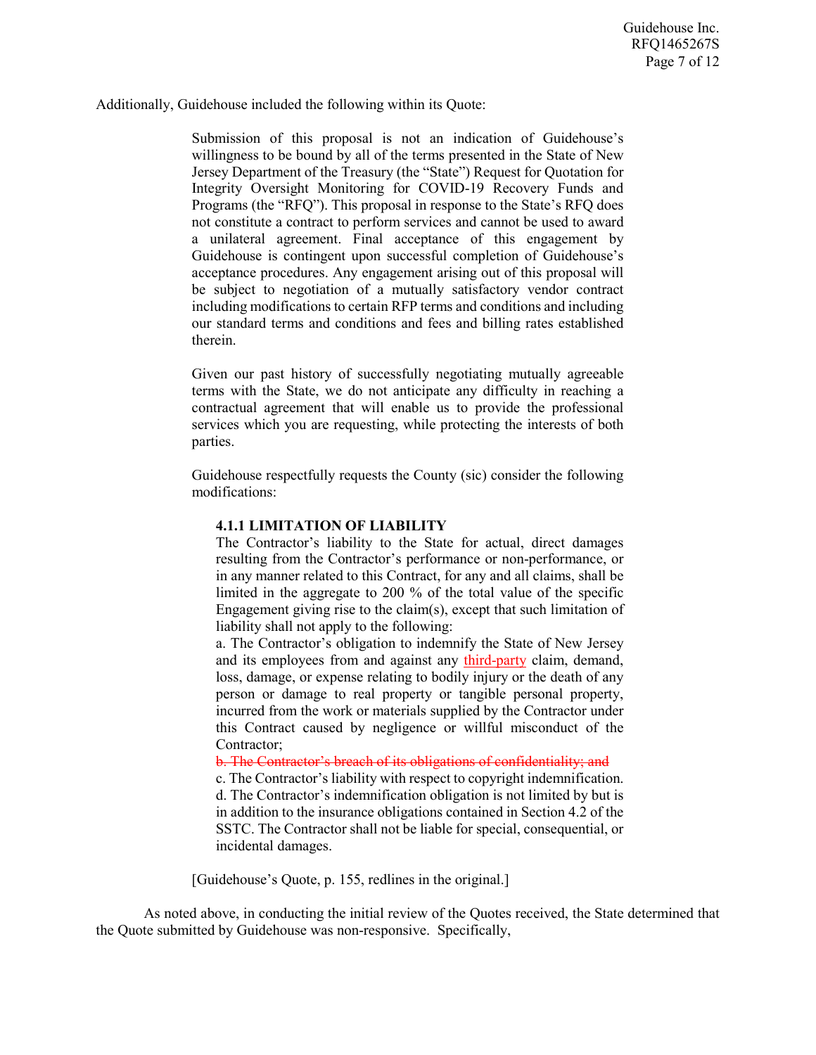Additionally, Guidehouse included the following within its Quote:

> Submission of this proposal is not an indication of Guidehouse's willingness to be bound by all of the terms presented in the State of New Jersey Department of the Treasury (the "State") Request for Quotation for Integrity Oversight Monitoring for COVID-19 Recovery Funds and Programs (the "RFQ"). This proposal in response to the State's RFQ does not constitute a contract to perform services and cannot be used to award a unilateral agreement. Final acceptance of this engagement by Guidehouse is contingent upon successful completion of Guidehouse's acceptance procedures. Any engagement arising out of this proposal will be subject to negotiation of a mutually satisfactory vendor contract including modifications to certain RFP terms and conditions and including our standard terms and conditions and fees and billing rates established therein.
>
> Given our past history of successfully negotiating mutually agreeable terms with the State, we do not anticipate any difficulty in reaching a contractual agreement that will enable us to provide the professional services which you are requesting, while protecting the interests of both parties.
>
> Guidehouse respectfully requests the County (sic) consider the following modifications:
>
> > **4.1.1 LIMITATION OF LIABILITY**
> > The Contractor's liability to the State for actual, direct damages resulting from the Contractor's performance or non-performance, or in any manner related to this Contract, for any and all claims, shall be limited in the aggregate to 200 % of the total value of the specific Engagement giving rise to the claim(s), except that such limitation of liability shall not apply to the following:
> > a. The Contractor's obligation to indemnify the State of New Jersey and its employees from and against any <u>third-party</u> claim, demand, loss, damage, or expense relating to bodily injury or the death of any person or damage to real property or tangible personal property, incurred from the work or materials supplied by the Contractor under this Contract caused by negligence or willful misconduct of the Contractor;
> > ~~b. The Contractor's breach of its obligations of confidentiality; and~~
> > c. The Contractor's liability with respect to copyright indemnification.
> > d. The Contractor's indemnification obligation is not limited by but is in addition to the insurance obligations contained in Section 4.2 of the SSTC. The Contractor shall not be liable for special, consequential, or incidental damages.
>
> [Guidehouse's Quote, p. 155, redlines in the original.]

As noted above, in conducting the initial review of the Quotes received, the State determined that the Quote submitted by Guidehouse was non-responsive. Specifically,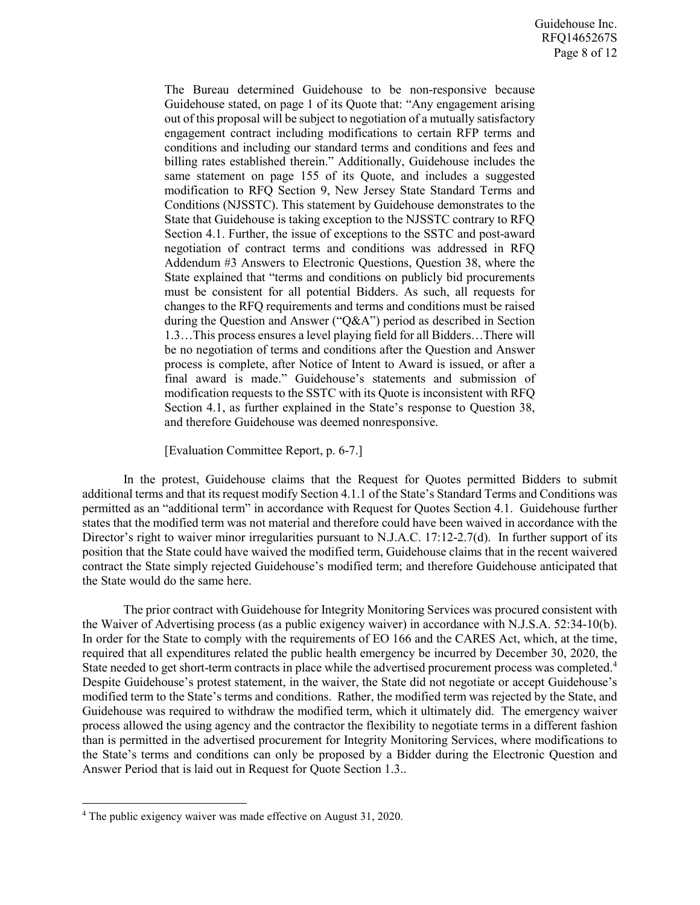> The Bureau determined Guidehouse to be non-responsive because Guidehouse stated, on page 1 of its Quote that: "Any engagement arising out of this proposal will be subject to negotiation of a mutually satisfactory engagement contract including modifications to certain RFP terms and conditions and including our standard terms and conditions and fees and billing rates established therein." Additionally, Guidehouse includes the same statement on page 155 of its Quote, and includes a suggested modification to RFQ Section 9, New Jersey State Standard Terms and Conditions (NJSSTC). This statement by Guidehouse demonstrates to the State that Guidehouse is taking exception to the NJSSTC contrary to RFQ Section 4.1. Further, the issue of exceptions to the SSTC and post-award negotiation of contract terms and conditions was addressed in RFQ Addendum #3 Answers to Electronic Questions, Question 38, where the State explained that "terms and conditions on publicly bid procurements must be consistent for all potential Bidders. As such, all requests for changes to the RFQ requirements and terms and conditions must be raised during the Question and Answer ("Q&A") period as described in Section 1.3…This process ensures a level playing field for all Bidders…There will be no negotiation of terms and conditions after the Question and Answer process is complete, after Notice of Intent to Award is issued, or after a final award is made." Guidehouse's statements and submission of modification requests to the SSTC with its Quote is inconsistent with RFQ Section 4.1, as further explained in the State's response to Question 38, and therefore Guidehouse was deemed nonresponsive.
>
> [Evaluation Committee Report, p. 6-7.]

In the protest, Guidehouse claims that the Request for Quotes permitted Bidders to submit additional terms and that its request modify Section 4.1.1 of the State's Standard Terms and Conditions was permitted as an "additional term" in accordance with Request for Quotes Section 4.1. Guidehouse further states that the modified term was not material and therefore could have been waived in accordance with the Director's right to waiver minor irregularities pursuant to N.J.A.C. 17:12-2.7(d). In further support of its position that the State could have waived the modified term, Guidehouse claims that in the recent waivered contract the State simply rejected Guidehouse's modified term; and therefore Guidehouse anticipated that the State would do the same here.

The prior contract with Guidehouse for Integrity Monitoring Services was procured consistent with the Waiver of Advertising process (as a public exigency waiver) in accordance with N.J.S.A. 52:34-10(b). In order for the State to comply with the requirements of EO 166 and the CARES Act, which, at the time, required that all expenditures related the public health emergency be incurred by December 30, 2020, the State needed to get short-term contracts in place while the advertised procurement process was completed.[4] Despite Guidehouse's protest statement, in the waiver, the State did not negotiate or accept Guidehouse's modified term to the State's terms and conditions. Rather, the modified term was rejected by the State, and Guidehouse was required to withdraw the modified term, which it ultimately did. The emergency waiver process allowed the using agency and the contractor the flexibility to negotiate terms in a different fashion than is permitted in the advertised procurement for Integrity Monitoring Services, where modifications to the State's terms and conditions can only be proposed by a Bidder during the Electronic Question and Answer Period that is laid out in Request for Quote Section 1.3..

---

[4] The public exigency waiver was made effective on August 31, 2020.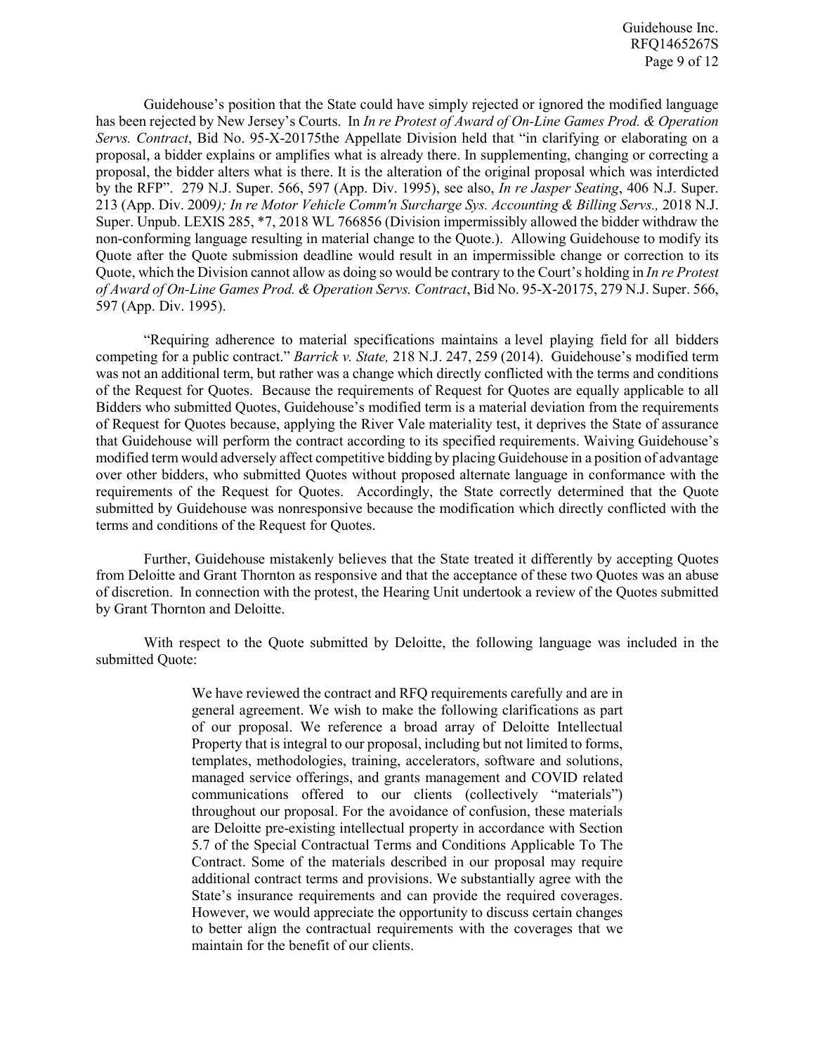Guidehouse's position that the State could have simply rejected or ignored the modified language has been rejected by New Jersey's Courts. In *In re Protest of Award of On-Line Games Prod. & Operation Servs. Contract*, Bid No. 95-X-20175the Appellate Division held that "in clarifying or elaborating on a proposal, a bidder explains or amplifies what is already there. In supplementing, changing or correcting a proposal, the bidder alters what is there. It is the alteration of the original proposal which was interdicted by the RFP". 279 N.J. Super. 566, 597 (App. Div. 1995), see also, *In re Jasper Seating*, 406 N.J. Super. 213 (App. Div. 2009*); In re Motor Vehicle Comm'n Surcharge Sys. Accounting & Billing Servs.,* 2018 N.J. Super. Unpub. LEXIS 285, *7, 2018 WL 766856 (Division impermissibly allowed the bidder withdraw the non-conforming language resulting in material change to the Quote.). Allowing Guidehouse to modify its Quote after the Quote submission deadline would result in an impermissible change or correction to its Quote, which the Division cannot allow as doing so would be contrary to the Court's holding in *In re Protest of Award of On-Line Games Prod. & Operation Servs. Contract*, Bid No. 95-X-20175, 279 N.J. Super. 566, 597 (App. Div. 1995).

"Requiring adherence to material specifications maintains a level playing field for all bidders competing for a public contract." *Barrick v. State,* 218 N.J. 247, 259 (2014). Guidehouse's modified term was not an additional term, but rather was a change which directly conflicted with the terms and conditions of the Request for Quotes. Because the requirements of Request for Quotes are equally applicable to all Bidders who submitted Quotes, Guidehouse's modified term is a material deviation from the requirements of Request for Quotes because, applying the River Vale materiality test, it deprives the State of assurance that Guidehouse will perform the contract according to its specified requirements. Waiving Guidehouse's modified term would adversely affect competitive bidding by placing Guidehouse in a position of advantage over other bidders, who submitted Quotes without proposed alternate language in conformance with the requirements of the Request for Quotes. Accordingly, the State correctly determined that the Quote submitted by Guidehouse was nonresponsive because the modification which directly conflicted with the terms and conditions of the Request for Quotes.

Further, Guidehouse mistakenly believes that the State treated it differently by accepting Quotes from Deloitte and Grant Thornton as responsive and that the acceptance of these two Quotes was an abuse of discretion. In connection with the protest, the Hearing Unit undertook a review of the Quotes submitted by Grant Thornton and Deloitte.

With respect to the Quote submitted by Deloitte, the following language was included in the submitted Quote:

> We have reviewed the contract and RFQ requirements carefully and are in general agreement. We wish to make the following clarifications as part of our proposal. We reference a broad array of Deloitte Intellectual Property that is integral to our proposal, including but not limited to forms, templates, methodologies, training, accelerators, software and solutions, managed service offerings, and grants management and COVID related communications offered to our clients (collectively "materials") throughout our proposal. For the avoidance of confusion, these materials are Deloitte pre-existing intellectual property in accordance with Section 5.7 of the Special Contractual Terms and Conditions Applicable To The Contract. Some of the materials described in our proposal may require additional contract terms and provisions. We substantially agree with the State's insurance requirements and can provide the required coverages. However, we would appreciate the opportunity to discuss certain changes to better align the contractual requirements with the coverages that we maintain for the benefit of our clients.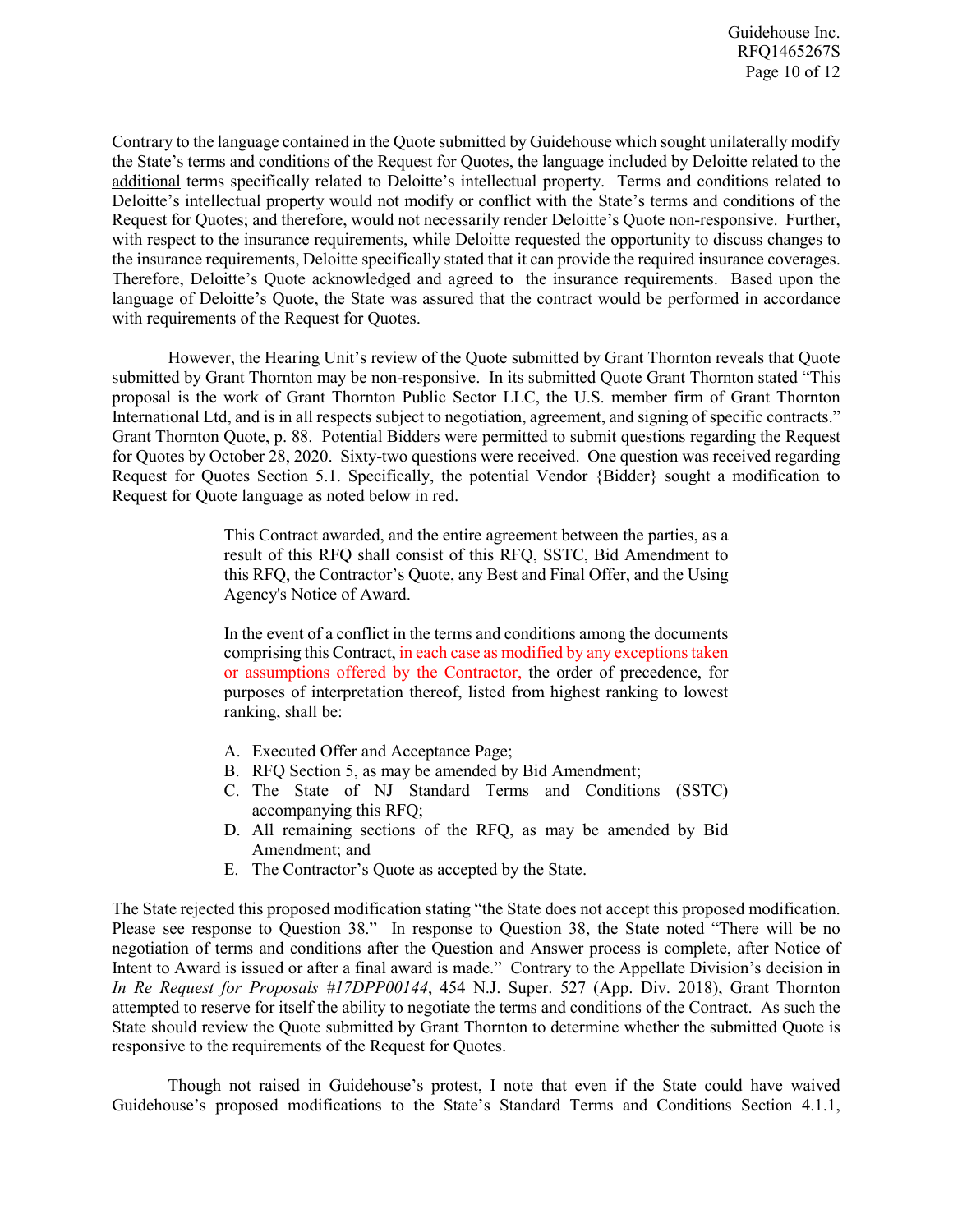Contrary to the language contained in the Quote submitted by Guidehouse which sought unilaterally modify the State's terms and conditions of the Request for Quotes, the language included by Deloitte related to the additional terms specifically related to Deloitte's intellectual property. Terms and conditions related to Deloitte's intellectual property would not modify or conflict with the State's terms and conditions of the Request for Quotes; and therefore, would not necessarily render Deloitte's Quote non-responsive. Further, with respect to the insurance requirements, while Deloitte requested the opportunity to discuss changes to the insurance requirements, Deloitte specifically stated that it can provide the required insurance coverages. Therefore, Deloitte's Quote acknowledged and agreed to the insurance requirements. Based upon the language of Deloitte's Quote, the State was assured that the contract would be performed in accordance with requirements of the Request for Quotes.

However, the Hearing Unit's review of the Quote submitted by Grant Thornton reveals that Quote submitted by Grant Thornton may be non-responsive. In its submitted Quote Grant Thornton stated "This proposal is the work of Grant Thornton Public Sector LLC, the U.S. member firm of Grant Thornton International Ltd, and is in all respects subject to negotiation, agreement, and signing of specific contracts." Grant Thornton Quote, p. 88. Potential Bidders were permitted to submit questions regarding the Request for Quotes by October 28, 2020. Sixty-two questions were received. One question was received regarding Request for Quotes Section 5.1. Specifically, the potential Vendor {Bidder} sought a modification to Request for Quote language as noted below in red.

> This Contract awarded, and the entire agreement between the parties, as a result of this RFQ shall consist of this RFQ, SSTC, Bid Amendment to this RFQ, the Contractor's Quote, any Best and Final Offer, and the Using Agency's Notice of Award.
>
> In the event of a conflict in the terms and conditions among the documents comprising this Contract, in each case as modified by any exceptions taken or assumptions offered by the Contractor, the order of precedence, for purposes of interpretation thereof, listed from highest ranking to lowest ranking, shall be:
>
> A. Executed Offer and Acceptance Page;
> B. RFQ Section 5, as may be amended by Bid Amendment;
> C. The State of NJ Standard Terms and Conditions (SSTC) accompanying this RFQ;
> D. All remaining sections of the RFQ, as may be amended by Bid Amendment; and
> E. The Contractor's Quote as accepted by the State.

The State rejected this proposed modification stating "the State does not accept this proposed modification. Please see response to Question 38." In response to Question 38, the State noted "There will be no negotiation of terms and conditions after the Question and Answer process is complete, after Notice of Intent to Award is issued or after a final award is made." Contrary to the Appellate Division's decision in *In Re Request for Proposals #17DPP00144*, 454 N.J. Super. 527 (App. Div. 2018), Grant Thornton attempted to reserve for itself the ability to negotiate the terms and conditions of the Contract. As such the State should review the Quote submitted by Grant Thornton to determine whether the submitted Quote is responsive to the requirements of the Request for Quotes.

Though not raised in Guidehouse's protest, I note that even if the State could have waived Guidehouse's proposed modifications to the State's Standard Terms and Conditions Section 4.1.1,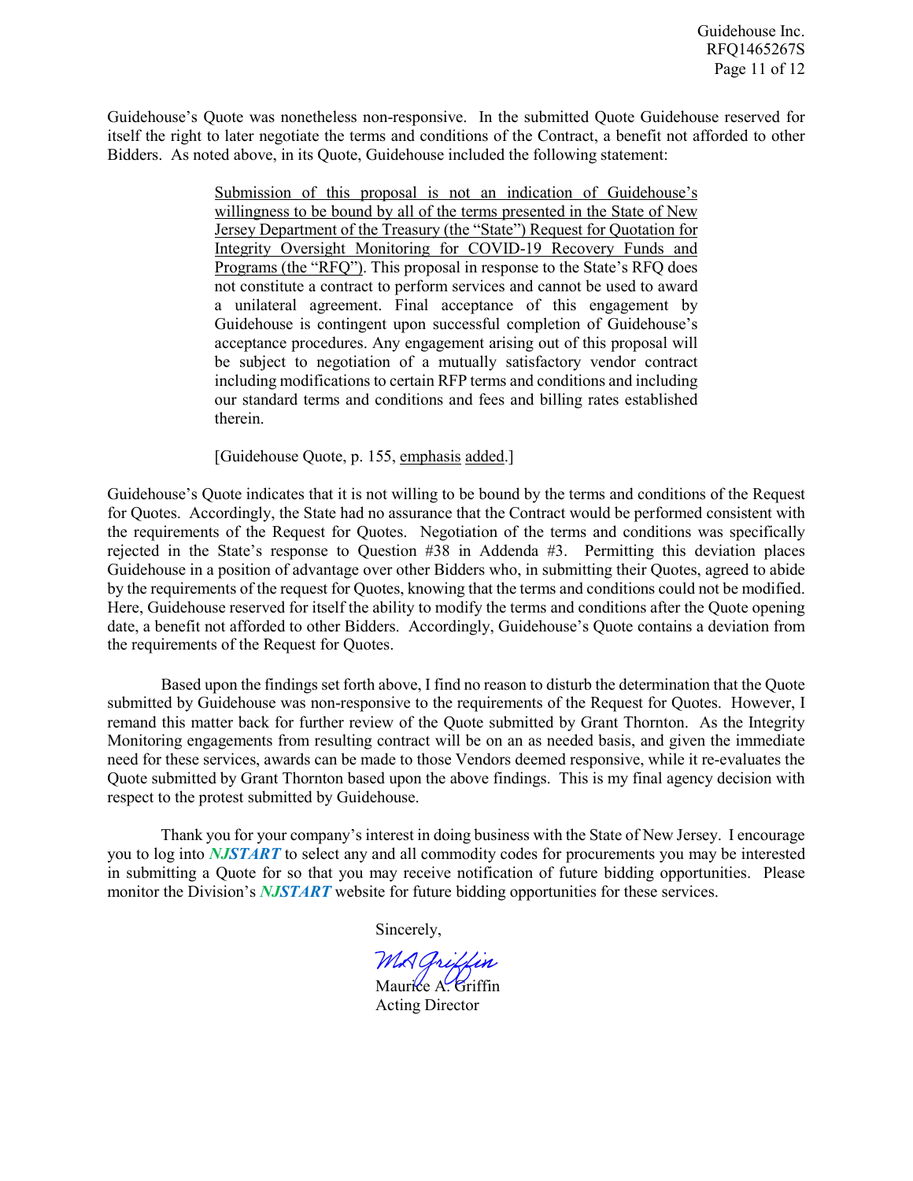Guidehouse's Quote was nonetheless non-responsive. In the submitted Quote Guidehouse reserved for itself the right to later negotiate the terms and conditions of the Contract, a benefit not afforded to other Bidders. As noted above, in its Quote, Guidehouse included the following statement:

> <u>Submission of this proposal is not an indication of Guidehouse's willingness to be bound by all of the terms presented in the State of New Jersey Department of the Treasury (the "State") Request for Quotation for Integrity Oversight Monitoring for COVID-19 Recovery Funds and Programs (the "RFQ")</u>. This proposal in response to the State's RFQ does not constitute a contract to perform services and cannot be used to award a unilateral agreement. Final acceptance of this engagement by Guidehouse is contingent upon successful completion of Guidehouse's acceptance procedures. Any engagement arising out of this proposal will be subject to negotiation of a mutually satisfactory vendor contract including modifications to certain RFP terms and conditions and including our standard terms and conditions and fees and billing rates established therein.
>
> [Guidehouse Quote, p. 155, <u>emphasis</u> <u>added</u>.]

Guidehouse's Quote indicates that it is not willing to be bound by the terms and conditions of the Request for Quotes. Accordingly, the State had no assurance that the Contract would be performed consistent with the requirements of the Request for Quotes. Negotiation of the terms and conditions was specifically rejected in the State's response to Question #38 in Addenda #3. Permitting this deviation places Guidehouse in a position of advantage over other Bidders who, in submitting their Quotes, agreed to abide by the requirements of the request for Quotes, knowing that the terms and conditions could not be modified. Here, Guidehouse reserved for itself the ability to modify the terms and conditions after the Quote opening date, a benefit not afforded to other Bidders. Accordingly, Guidehouse's Quote contains a deviation from the requirements of the Request for Quotes.

Based upon the findings set forth above, I find no reason to disturb the determination that the Quote submitted by Guidehouse was non-responsive to the requirements of the Request for Quotes. However, I remand this matter back for further review of the Quote submitted by Grant Thornton. As the Integrity Monitoring engagements from resulting contract will be on an as needed basis, and given the immediate need for these services, awards can be made to those Vendors deemed responsive, while it re-evaluates the Quote submitted by Grant Thornton based upon the above findings. This is my final agency decision with respect to the protest submitted by Guidehouse.

Thank you for your company's interest in doing business with the State of New Jersey. I encourage you to log into ***NJSTART*** to select any and all commodity codes for procurements you may be interested in submitting a Quote for so that you may receive notification of future bidding opportunities. Please monitor the Division's ***NJSTART*** website for future bidding opportunities for these services.

Sincerely,

*MA Griffin*

Maurice A. Griffin
Acting Director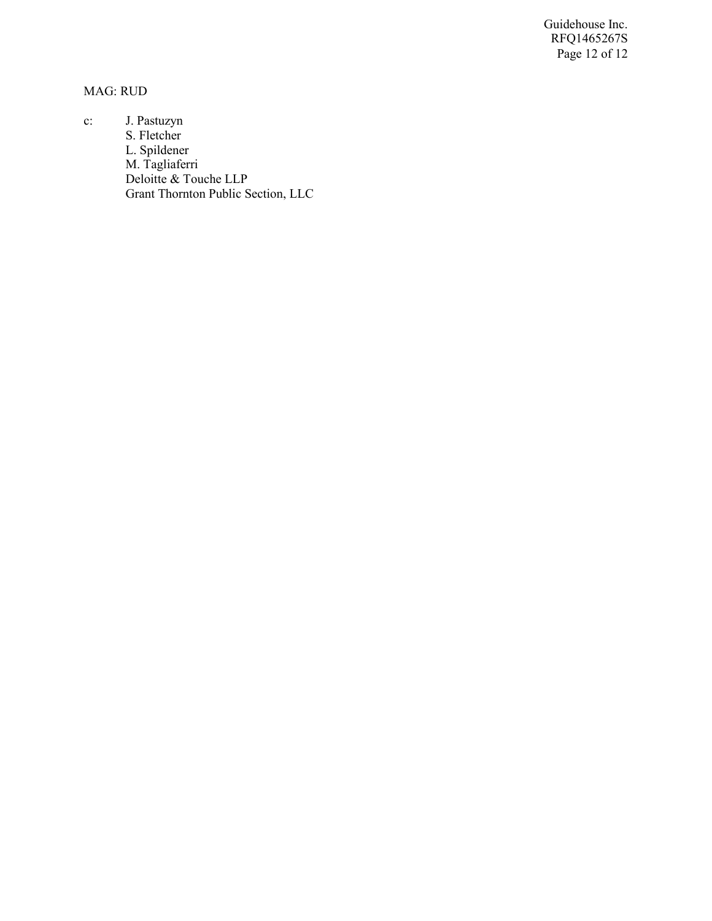MAG: RUD

c: J. Pastuzyn
S. Fletcher
L. Spildener
M. Tagliaferri
Deloitte & Touche LLP
Grant Thornton Public Section, LLC